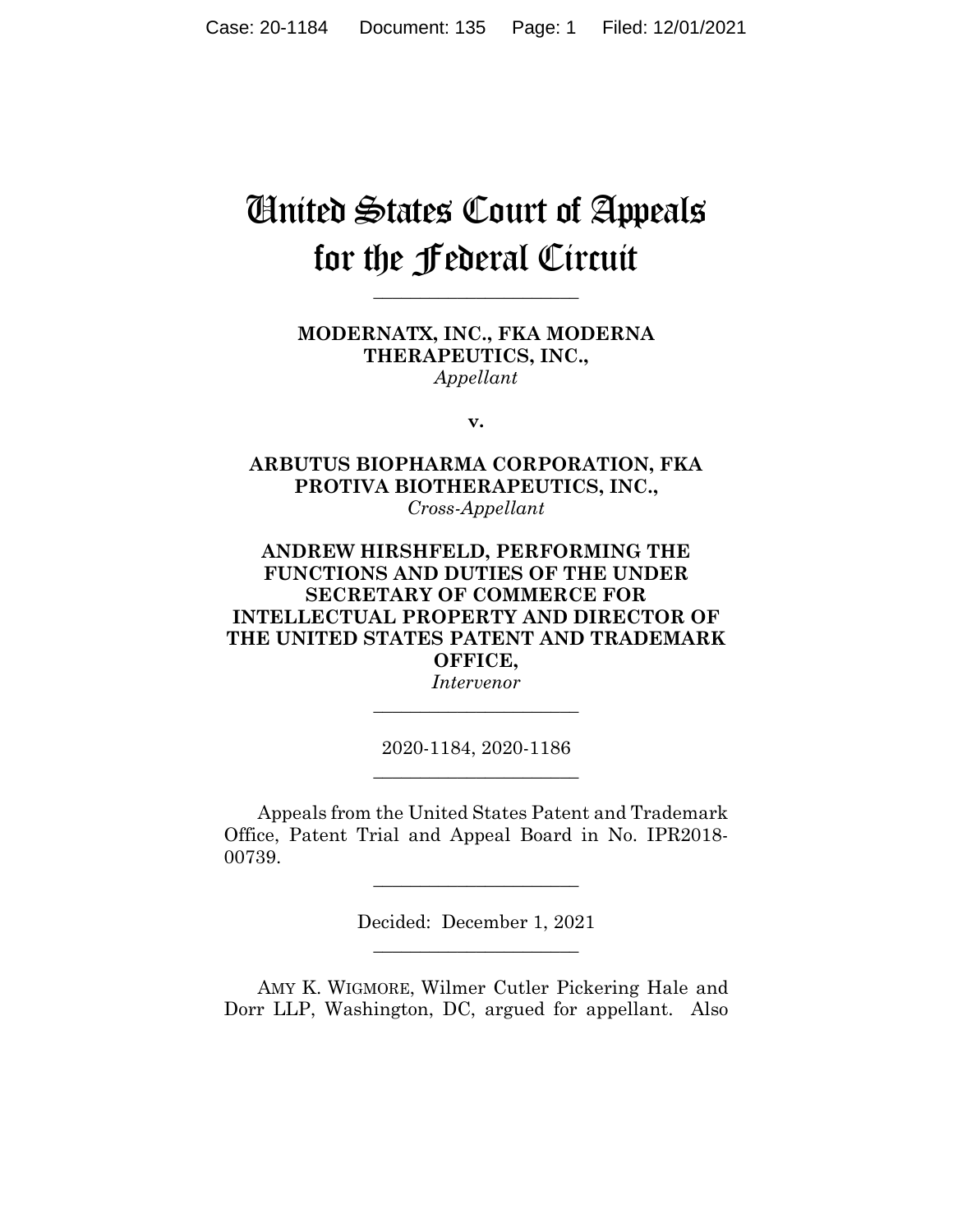# United States Court of Appeals for the Federal Circuit

---

**MODERNATX, INC., FKA MODERNA THERAPEUTICS, INC.,**
*Appellant*

**v.**

**ARBUTUS BIOPHARMA CORPORATION, FKA PROTIVA BIOTHERAPEUTICS, INC.,**
*Cross-Appellant*

**ANDREW HIRSHFELD, PERFORMING THE FUNCTIONS AND DUTIES OF THE UNDER SECRETARY OF COMMERCE FOR INTELLECTUAL PROPERTY AND DIRECTOR OF THE UNITED STATES PATENT AND TRADEMARK OFFICE,**
*Intervenor*

---

2020-1184, 2020-1186

---

Appeals from the United States Patent and Trademark Office, Patent Trial and Appeal Board in No. IPR2018-00739.

---

Decided: December 1, 2021

---

AMY K. WIGMORE, Wilmer Cutler Pickering Hale and Dorr LLP, Washington, DC, argued for appellant. Also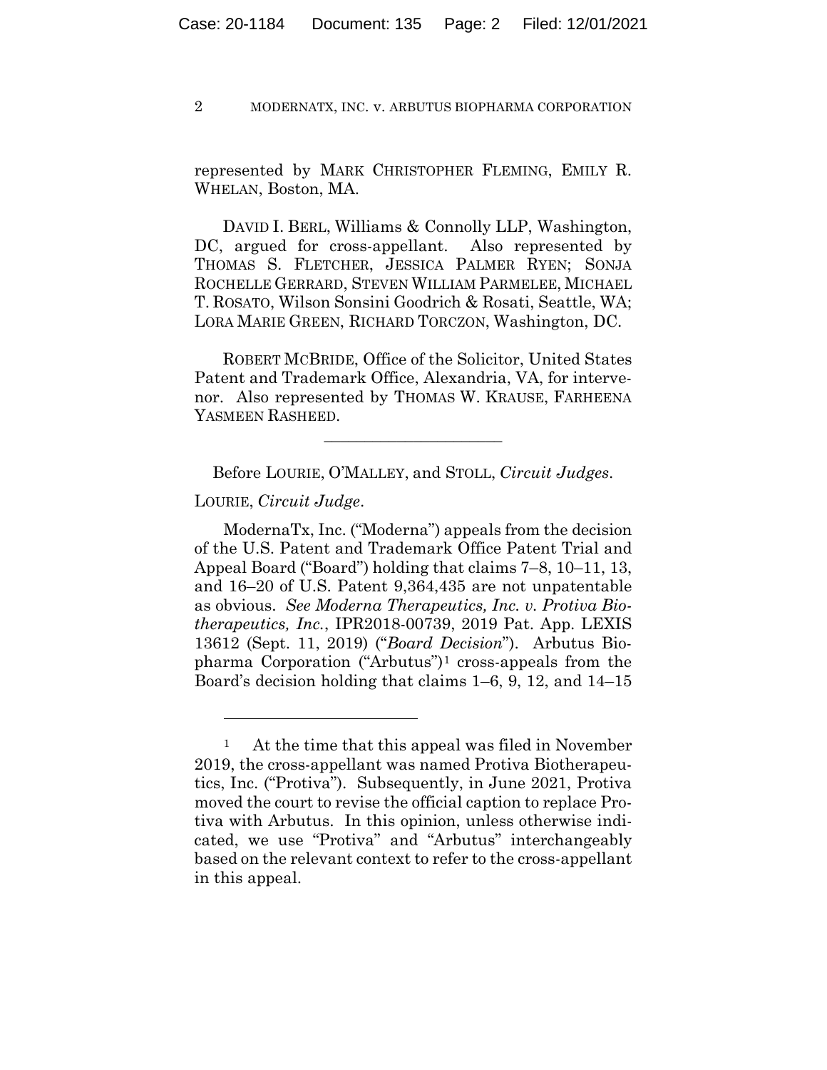represented by MARK CHRISTOPHER FLEMING, EMILY R. WHELAN, Boston, MA.

DAVID I. BERL, Williams & Connolly LLP, Washington, DC, argued for cross-appellant. Also represented by THOMAS S. FLETCHER, JESSICA PALMER RYEN; SONJA ROCHELLE GERRARD, STEVEN WILLIAM PARMELEE, MICHAEL T. ROSATO, Wilson Sonsini Goodrich & Rosati, Seattle, WA; LORA MARIE GREEN, RICHARD TORCZON, Washington, DC.

ROBERT MCBRIDE, Office of the Solicitor, United States Patent and Trademark Office, Alexandria, VA, for intervenor. Also represented by THOMAS W. KRAUSE, FARHEENA YASMEEN RASHEED.

---

Before LOURIE, O'MALLEY, and STOLL, *Circuit Judges*.

LOURIE, *Circuit Judge*.

ModernaTx, Inc. ("Moderna") appeals from the decision of the U.S. Patent and Trademark Office Patent Trial and Appeal Board ("Board") holding that claims 7–8, 10–11, 13, and 16–20 of U.S. Patent 9,364,435 are not unpatentable as obvious. *See Moderna Therapeutics, Inc. v. Protiva Biotherapeutics, Inc.*, IPR2018-00739, 2019 Pat. App. LEXIS 13612 (Sept. 11, 2019) ("*Board Decision*"). Arbutus Biopharma Corporation ("Arbutus")[1] cross-appeals from the Board's decision holding that claims 1–6, 9, 12, and 14–15

---

[1] At the time that this appeal was filed in November 2019, the cross-appellant was named Protiva Biotherapeutics, Inc. ("Protiva"). Subsequently, in June 2021, Protiva moved the court to revise the official caption to replace Protiva with Arbutus. In this opinion, unless otherwise indicated, we use "Protiva" and "Arbutus" interchangeably based on the relevant context to refer to the cross-appellant in this appeal.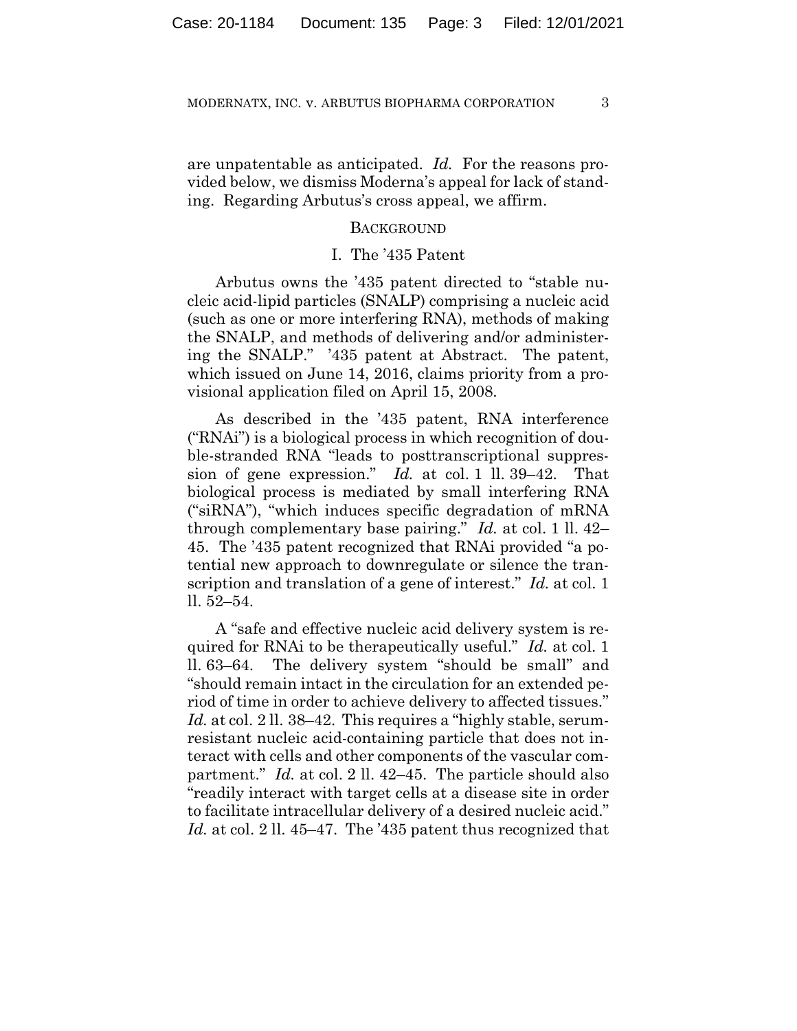are unpatentable as anticipated. *Id.* For the reasons provided below, we dismiss Moderna's appeal for lack of standing. Regarding Arbutus's cross appeal, we affirm.

## BACKGROUND

### I. The '435 Patent

Arbutus owns the '435 patent directed to "stable nucleic acid-lipid particles (SNALP) comprising a nucleic acid (such as one or more interfering RNA), methods of making the SNALP, and methods of delivering and/or administering the SNALP." '435 patent at Abstract. The patent, which issued on June 14, 2016, claims priority from a provisional application filed on April 15, 2008.

As described in the '435 patent, RNA interference ("RNAi") is a biological process in which recognition of double-stranded RNA "leads to posttranscriptional suppression of gene expression." *Id.* at col. 1 ll. 39–42. That biological process is mediated by small interfering RNA ("siRNA"), "which induces specific degradation of mRNA through complementary base pairing." *Id.* at col. 1 ll. 42–45. The '435 patent recognized that RNAi provided "a potential new approach to downregulate or silence the transcription and translation of a gene of interest." *Id.* at col. 1 ll. 52–54.

A "safe and effective nucleic acid delivery system is required for RNAi to be therapeutically useful." *Id.* at col. 1 ll. 63–64. The delivery system "should be small" and "should remain intact in the circulation for an extended period of time in order to achieve delivery to affected tissues." *Id.* at col. 2 ll. 38–42. This requires a "highly stable, serum-resistant nucleic acid-containing particle that does not interact with cells and other components of the vascular compartment." *Id.* at col. 2 ll. 42–45. The particle should also "readily interact with target cells at a disease site in order to facilitate intracellular delivery of a desired nucleic acid." *Id.* at col. 2 ll. 45–47. The '435 patent thus recognized that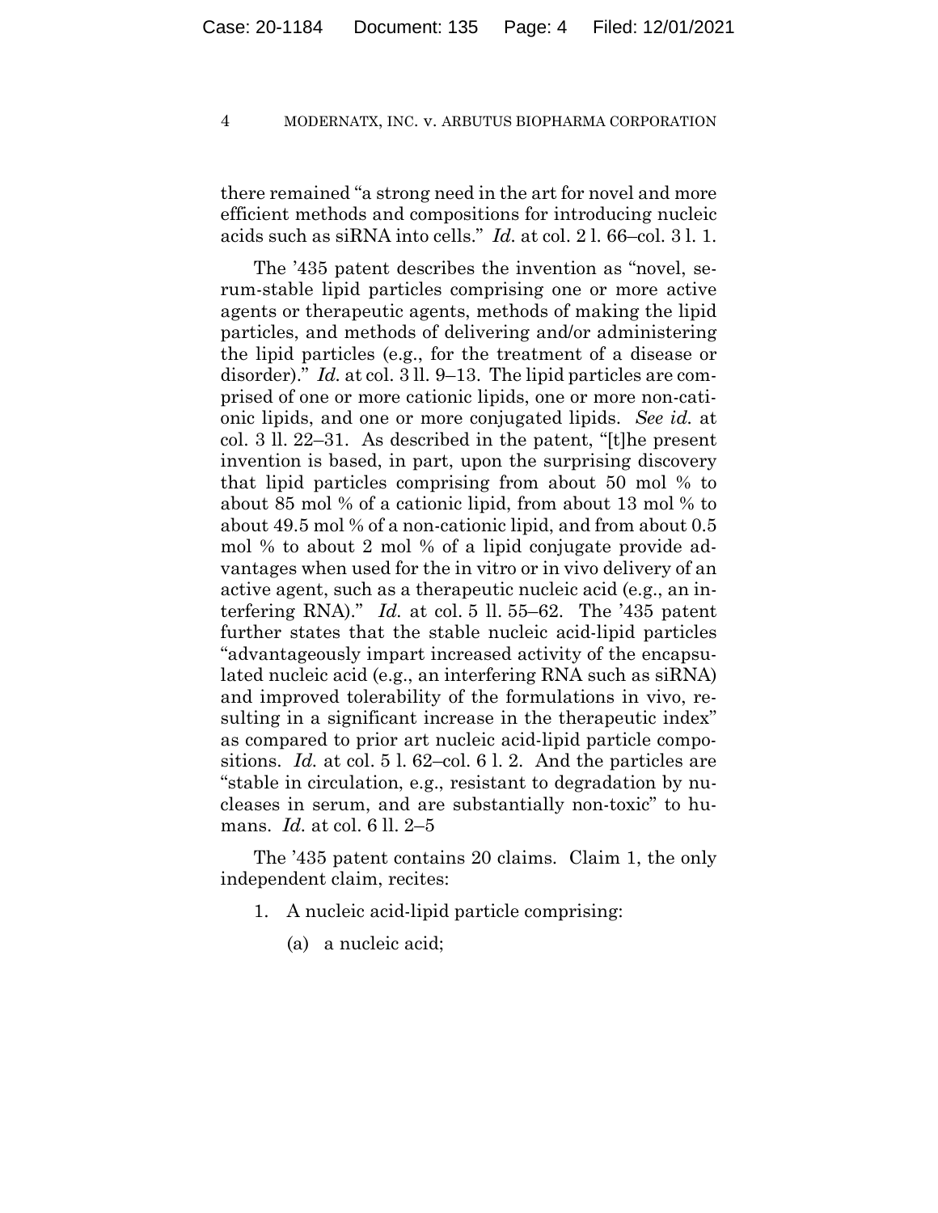there remained "a strong need in the art for novel and more efficient methods and compositions for introducing nucleic acids such as siRNA into cells." *Id.* at col. 2 l. 66–col. 3 l. 1.

The '435 patent describes the invention as "novel, serum-stable lipid particles comprising one or more active agents or therapeutic agents, methods of making the lipid particles, and methods of delivering and/or administering the lipid particles (e.g., for the treatment of a disease or disorder)." *Id.* at col. 3 ll. 9–13. The lipid particles are comprised of one or more cationic lipids, one or more non-cationic lipids, and one or more conjugated lipids. *See id.* at col. 3 ll. 22–31. As described in the patent, "[t]he present invention is based, in part, upon the surprising discovery that lipid particles comprising from about 50 mol % to about 85 mol % of a cationic lipid, from about 13 mol % to about 49.5 mol % of a non-cationic lipid, and from about 0.5 mol % to about 2 mol % of a lipid conjugate provide advantages when used for the in vitro or in vivo delivery of an active agent, such as a therapeutic nucleic acid (e.g., an interfering RNA)." *Id.* at col. 5 ll. 55–62. The '435 patent further states that the stable nucleic acid-lipid particles "advantageously impart increased activity of the encapsulated nucleic acid (e.g., an interfering RNA such as siRNA) and improved tolerability of the formulations in vivo, resulting in a significant increase in the therapeutic index" as compared to prior art nucleic acid-lipid particle compositions. *Id.* at col. 5 l. 62–col. 6 l. 2. And the particles are "stable in circulation, e.g., resistant to degradation by nucleases in serum, and are substantially non-toxic" to humans. *Id.* at col. 6 ll. 2–5

The '435 patent contains 20 claims. Claim 1, the only independent claim, recites:

1. A nucleic acid-lipid particle comprising:

   (a) a nucleic acid;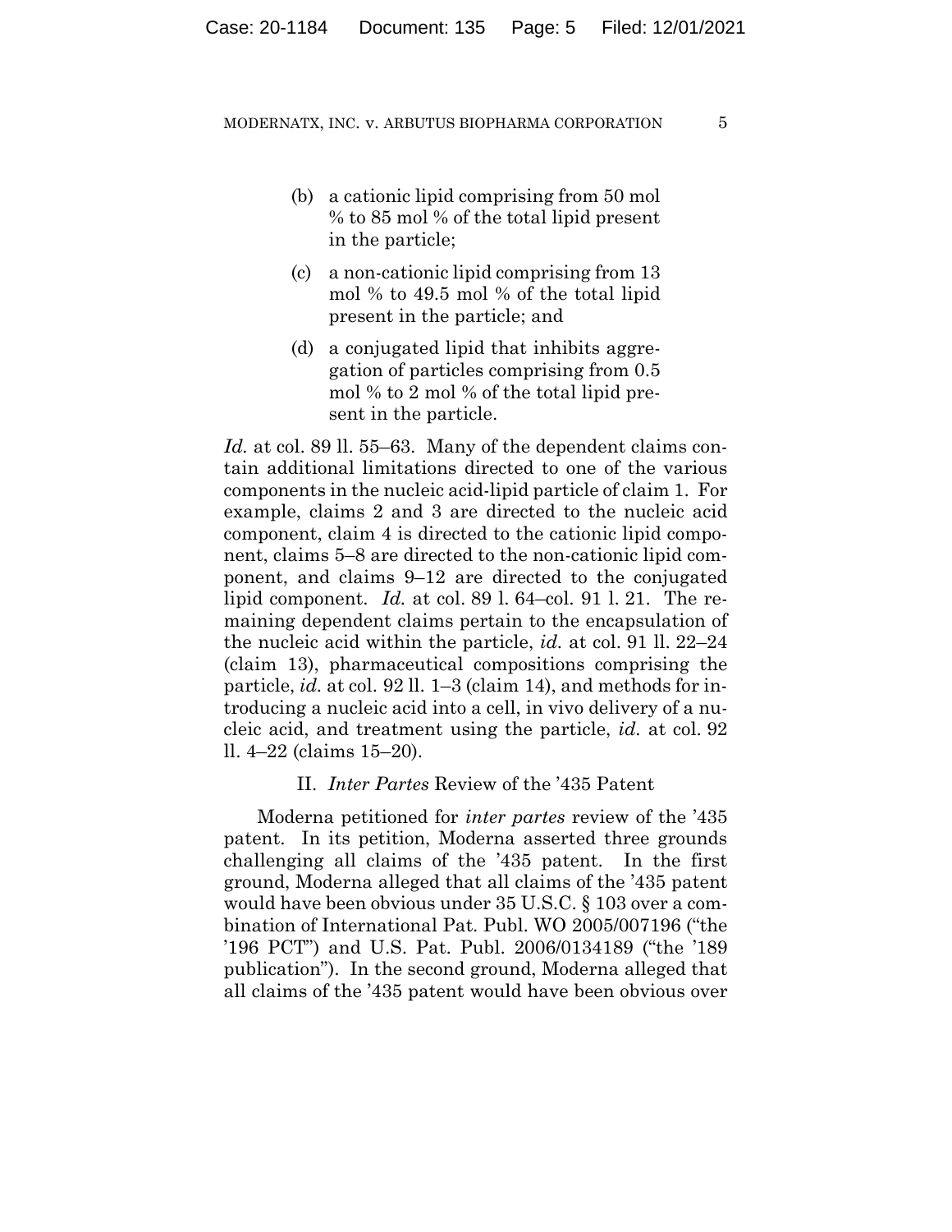(b) a cationic lipid comprising from 50 mol % to 85 mol % of the total lipid present in the particle;

(c) a non-cationic lipid comprising from 13 mol % to 49.5 mol % of the total lipid present in the particle; and

(d) a conjugated lipid that inhibits aggregation of particles comprising from 0.5 mol % to 2 mol % of the total lipid present in the particle.

*Id.* at col. 89 ll. 55–63. Many of the dependent claims contain additional limitations directed to one of the various components in the nucleic acid-lipid particle of claim 1. For example, claims 2 and 3 are directed to the nucleic acid component, claim 4 is directed to the cationic lipid component, claims 5–8 are directed to the non-cationic lipid component, and claims 9–12 are directed to the conjugated lipid component. *Id.* at col. 89 l. 64–col. 91 l. 21. The remaining dependent claims pertain to the encapsulation of the nucleic acid within the particle, *id.* at col. 91 ll. 22–24 (claim 13), pharmaceutical compositions comprising the particle, *id.* at col. 92 ll. 1–3 (claim 14), and methods for introducing a nucleic acid into a cell, in vivo delivery of a nucleic acid, and treatment using the particle, *id.* at col. 92 ll. 4–22 (claims 15–20).

## II. *Inter Partes* Review of the '435 Patent

Moderna petitioned for *inter partes* review of the '435 patent. In its petition, Moderna asserted three grounds challenging all claims of the '435 patent. In the first ground, Moderna alleged that all claims of the '435 patent would have been obvious under 35 U.S.C. § 103 over a combination of International Pat. Publ. WO 2005/007196 ("the '196 PCT") and U.S. Pat. Publ. 2006/0134189 ("the '189 publication"). In the second ground, Moderna alleged that all claims of the '435 patent would have been obvious over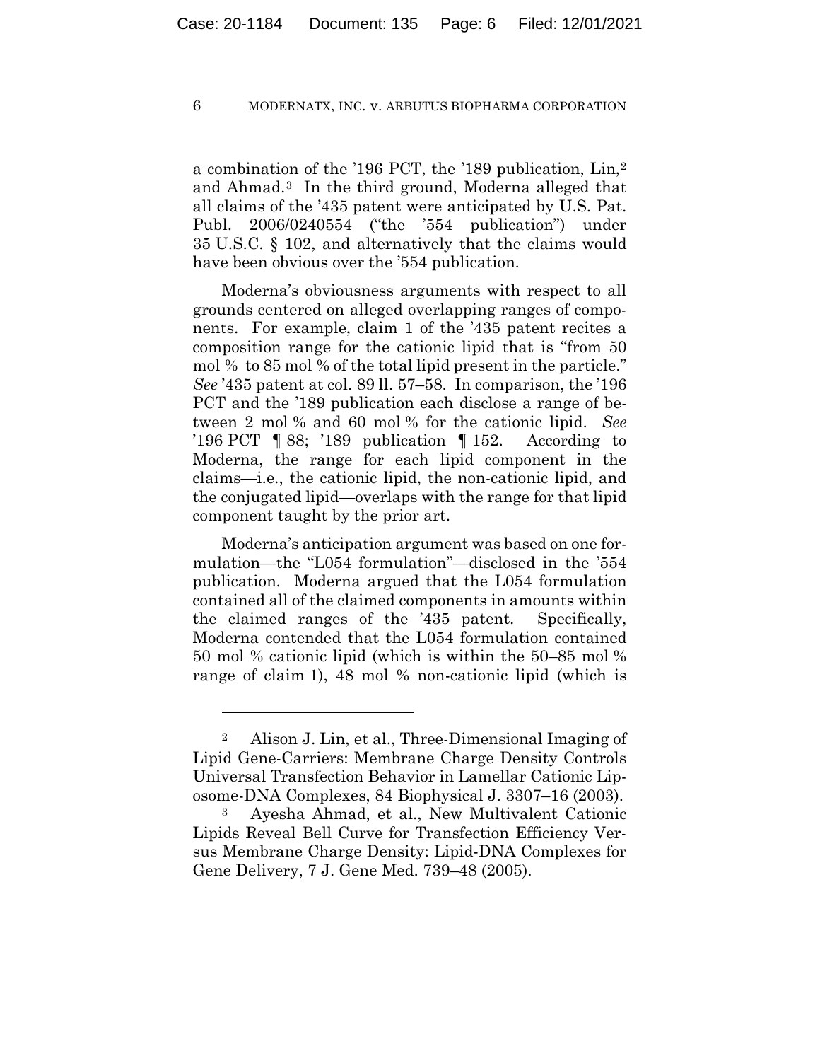a combination of the '196 PCT, the '189 publication, Lin,[2] and Ahmad.[3] In the third ground, Moderna alleged that all claims of the '435 patent were anticipated by U.S. Pat. Publ. 2006/0240554 ("the '554 publication") under 35 U.S.C. § 102, and alternatively that the claims would have been obvious over the '554 publication.

Moderna's obviousness arguments with respect to all grounds centered on alleged overlapping ranges of components. For example, claim 1 of the '435 patent recites a composition range for the cationic lipid that is "from 50 mol % to 85 mol % of the total lipid present in the particle." *See* '435 patent at col. 89 ll. 57–58. In comparison, the '196 PCT and the '189 publication each disclose a range of between 2 mol % and 60 mol % for the cationic lipid. *See* '196 PCT ¶ 88; '189 publication ¶ 152. According to Moderna, the range for each lipid component in the claims—i.e., the cationic lipid, the non-cationic lipid, and the conjugated lipid—overlaps with the range for that lipid component taught by the prior art.

Moderna's anticipation argument was based on one formulation—the "L054 formulation"—disclosed in the '554 publication. Moderna argued that the L054 formulation contained all of the claimed components in amounts within the claimed ranges of the '435 patent. Specifically, Moderna contended that the L054 formulation contained 50 mol % cationic lipid (which is within the 50–85 mol % range of claim 1), 48 mol % non-cationic lipid (which is

---

[2] Alison J. Lin, et al., Three-Dimensional Imaging of Lipid Gene-Carriers: Membrane Charge Density Controls Universal Transfection Behavior in Lamellar Cationic Liposome-DNA Complexes, 84 Biophysical J. 3307–16 (2003).

[3] Ayesha Ahmad, et al., New Multivalent Cationic Lipids Reveal Bell Curve for Transfection Efficiency Versus Membrane Charge Density: Lipid-DNA Complexes for Gene Delivery, 7 J. Gene Med. 739–48 (2005).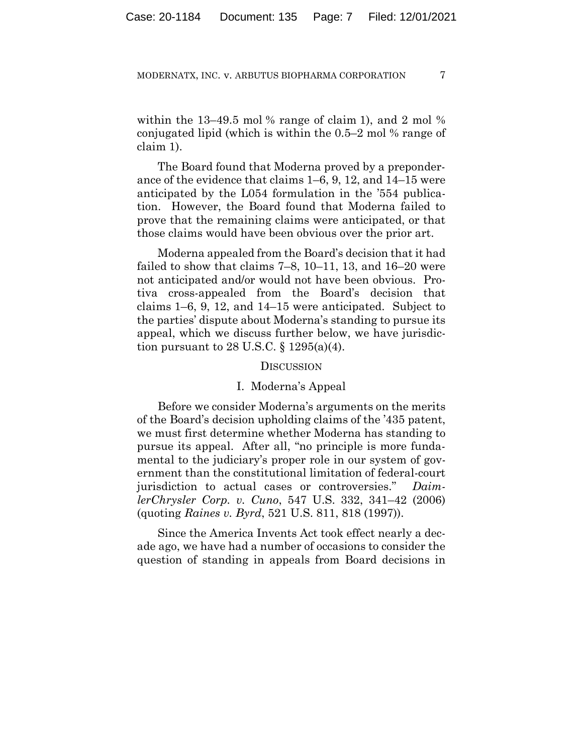within the 13–49.5 mol % range of claim 1), and 2 mol % conjugated lipid (which is within the 0.5–2 mol % range of claim 1).

The Board found that Moderna proved by a preponderance of the evidence that claims 1–6, 9, 12, and 14–15 were anticipated by the L054 formulation in the '554 publication. However, the Board found that Moderna failed to prove that the remaining claims were anticipated, or that those claims would have been obvious over the prior art.

Moderna appealed from the Board's decision that it had failed to show that claims 7–8, 10–11, 13, and 16–20 were not anticipated and/or would not have been obvious. Protiva cross-appealed from the Board's decision that claims 1–6, 9, 12, and 14–15 were anticipated. Subject to the parties' dispute about Moderna's standing to pursue its appeal, which we discuss further below, we have jurisdiction pursuant to 28 U.S.C. § 1295(a)(4).

## DISCUSSION

### I. Moderna's Appeal

Before we consider Moderna's arguments on the merits of the Board's decision upholding claims of the '435 patent, we must first determine whether Moderna has standing to pursue its appeal. After all, "no principle is more fundamental to the judiciary's proper role in our system of government than the constitutional limitation of federal-court jurisdiction to actual cases or controversies." *DaimlerChrysler Corp. v. Cuno*, 547 U.S. 332, 341–42 (2006) (quoting *Raines v. Byrd*, 521 U.S. 811, 818 (1997)).

Since the America Invents Act took effect nearly a decade ago, we have had a number of occasions to consider the question of standing in appeals from Board decisions in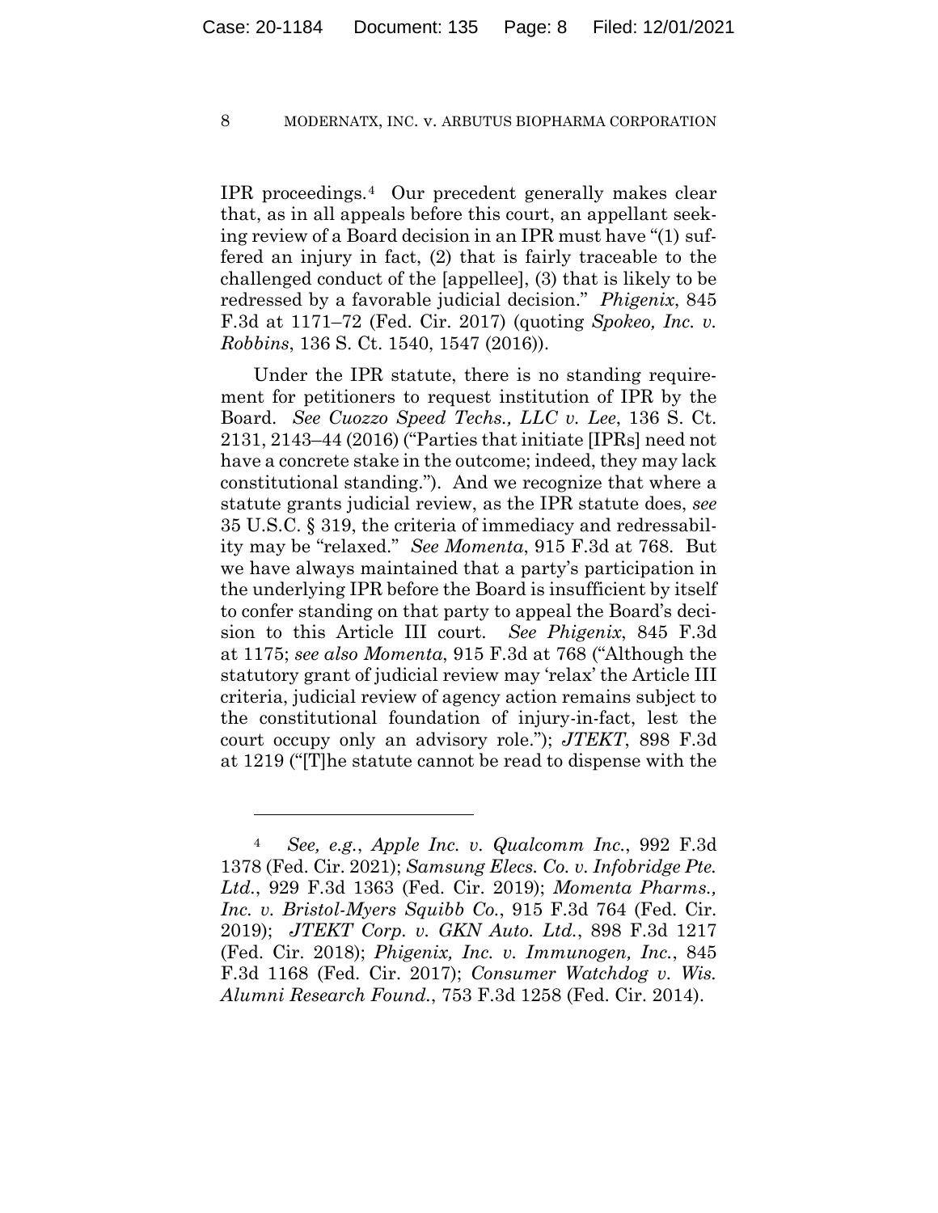IPR proceedings.[4] Our precedent generally makes clear that, as in all appeals before this court, an appellant seeking review of a Board decision in an IPR must have "(1) suffered an injury in fact, (2) that is fairly traceable to the challenged conduct of the [appellee], (3) that is likely to be redressed by a favorable judicial decision." *Phigenix*, 845 F.3d at 1171–72 (Fed. Cir. 2017) (quoting *Spokeo, Inc. v. Robbins*, 136 S. Ct. 1540, 1547 (2016)).

Under the IPR statute, there is no standing requirement for petitioners to request institution of IPR by the Board. *See Cuozzo Speed Techs., LLC v. Lee*, 136 S. Ct. 2131, 2143–44 (2016) ("Parties that initiate [IPRs] need not have a concrete stake in the outcome; indeed, they may lack constitutional standing."). And we recognize that where a statute grants judicial review, as the IPR statute does, *see* 35 U.S.C. § 319, the criteria of immediacy and redressability may be "relaxed." *See Momenta*, 915 F.3d at 768. But we have always maintained that a party's participation in the underlying IPR before the Board is insufficient by itself to confer standing on that party to appeal the Board's decision to this Article III court. *See Phigenix*, 845 F.3d at 1175; *see also Momenta*, 915 F.3d at 768 ("Although the statutory grant of judicial review may 'relax' the Article III criteria, judicial review of agency action remains subject to the constitutional foundation of injury-in-fact, lest the court occupy only an advisory role."); *JTEKT*, 898 F.3d at 1219 ("[T]he statute cannot be read to dispense with the

---

[4] *See, e.g.*, *Apple Inc. v. Qualcomm Inc.*, 992 F.3d 1378 (Fed. Cir. 2021); *Samsung Elecs. Co. v. Infobridge Pte. Ltd.*, 929 F.3d 1363 (Fed. Cir. 2019); *Momenta Pharms., Inc. v. Bristol-Myers Squibb Co.*, 915 F.3d 764 (Fed. Cir. 2019); *JTEKT Corp. v. GKN Auto. Ltd.*, 898 F.3d 1217 (Fed. Cir. 2018); *Phigenix, Inc. v. Immunogen, Inc.*, 845 F.3d 1168 (Fed. Cir. 2017); *Consumer Watchdog v. Wis. Alumni Research Found.*, 753 F.3d 1258 (Fed. Cir. 2014).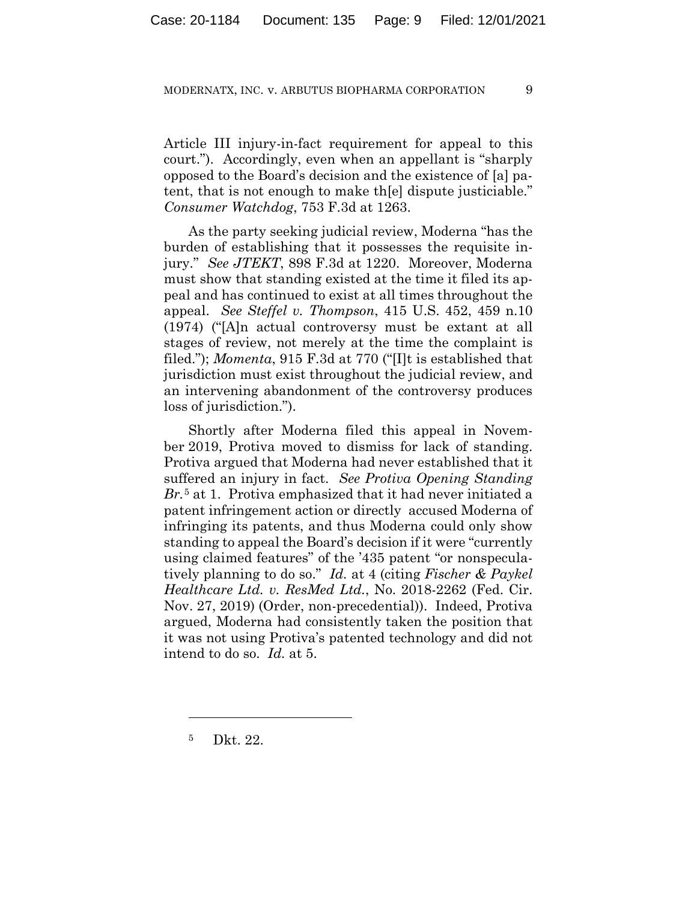Article III injury-in-fact requirement for appeal to this court."). Accordingly, even when an appellant is "sharply opposed to the Board's decision and the existence of [a] patent, that is not enough to make th[e] dispute justiciable." *Consumer Watchdog*, 753 F.3d at 1263.

As the party seeking judicial review, Moderna "has the burden of establishing that it possesses the requisite injury." *See JTEKT*, 898 F.3d at 1220. Moreover, Moderna must show that standing existed at the time it filed its appeal and has continued to exist at all times throughout the appeal. *See Steffel v. Thompson*, 415 U.S. 452, 459 n.10 (1974) ("[A]n actual controversy must be extant at all stages of review, not merely at the time the complaint is filed."); *Momenta*, 915 F.3d at 770 ("[I]t is established that jurisdiction must exist throughout the judicial review, and an intervening abandonment of the controversy produces loss of jurisdiction.").

Shortly after Moderna filed this appeal in November 2019, Protiva moved to dismiss for lack of standing. Protiva argued that Moderna had never established that it suffered an injury in fact. *See Protiva Opening Standing Br.*[5] at 1. Protiva emphasized that it had never initiated a patent infringement action or directly accused Moderna of infringing its patents, and thus Moderna could only show standing to appeal the Board's decision if it were "currently using claimed features" of the '435 patent "or nonspeculatively planning to do so." *Id.* at 4 (citing *Fischer & Paykel Healthcare Ltd. v. ResMed Ltd.*, No. 2018-2262 (Fed. Cir. Nov. 27, 2019) (Order, non-precedential)). Indeed, Protiva argued, Moderna had consistently taken the position that it was not using Protiva's patented technology and did not intend to do so. *Id.* at 5.

---

[5] Dkt. 22.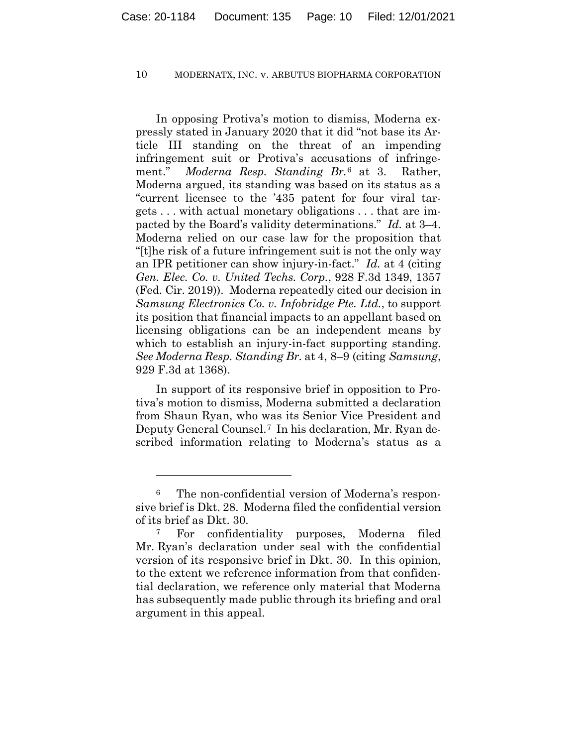In opposing Protiva's motion to dismiss, Moderna expressly stated in January 2020 that it did "not base its Article III standing on the threat of an impending infringement suit or Protiva's accusations of infringement." *Moderna Resp. Standing Br.*[6] at 3. Rather, Moderna argued, its standing was based on its status as a "current licensee to the '435 patent for four viral targets . . . with actual monetary obligations . . . that are impacted by the Board's validity determinations." *Id.* at 3–4. Moderna relied on our case law for the proposition that "[t]he risk of a future infringement suit is not the only way an IPR petitioner can show injury-in-fact." *Id.* at 4 (citing *Gen. Elec. Co. v. United Techs. Corp.*, 928 F.3d 1349, 1357 (Fed. Cir. 2019)). Moderna repeatedly cited our decision in *Samsung Electronics Co. v. Infobridge Pte. Ltd.*, to support its position that financial impacts to an appellant based on licensing obligations can be an independent means by which to establish an injury-in-fact supporting standing. *See Moderna Resp. Standing Br.* at 4, 8–9 (citing *Samsung*, 929 F.3d at 1368).

In support of its responsive brief in opposition to Protiva's motion to dismiss, Moderna submitted a declaration from Shaun Ryan, who was its Senior Vice President and Deputy General Counsel.[7] In his declaration, Mr. Ryan described information relating to Moderna's status as a

---

[6] The non-confidential version of Moderna's responsive brief is Dkt. 28. Moderna filed the confidential version of its brief as Dkt. 30.

[7] For confidentiality purposes, Moderna filed Mr. Ryan's declaration under seal with the confidential version of its responsive brief in Dkt. 30. In this opinion, to the extent we reference information from that confidential declaration, we reference only material that Moderna has subsequently made public through its briefing and oral argument in this appeal.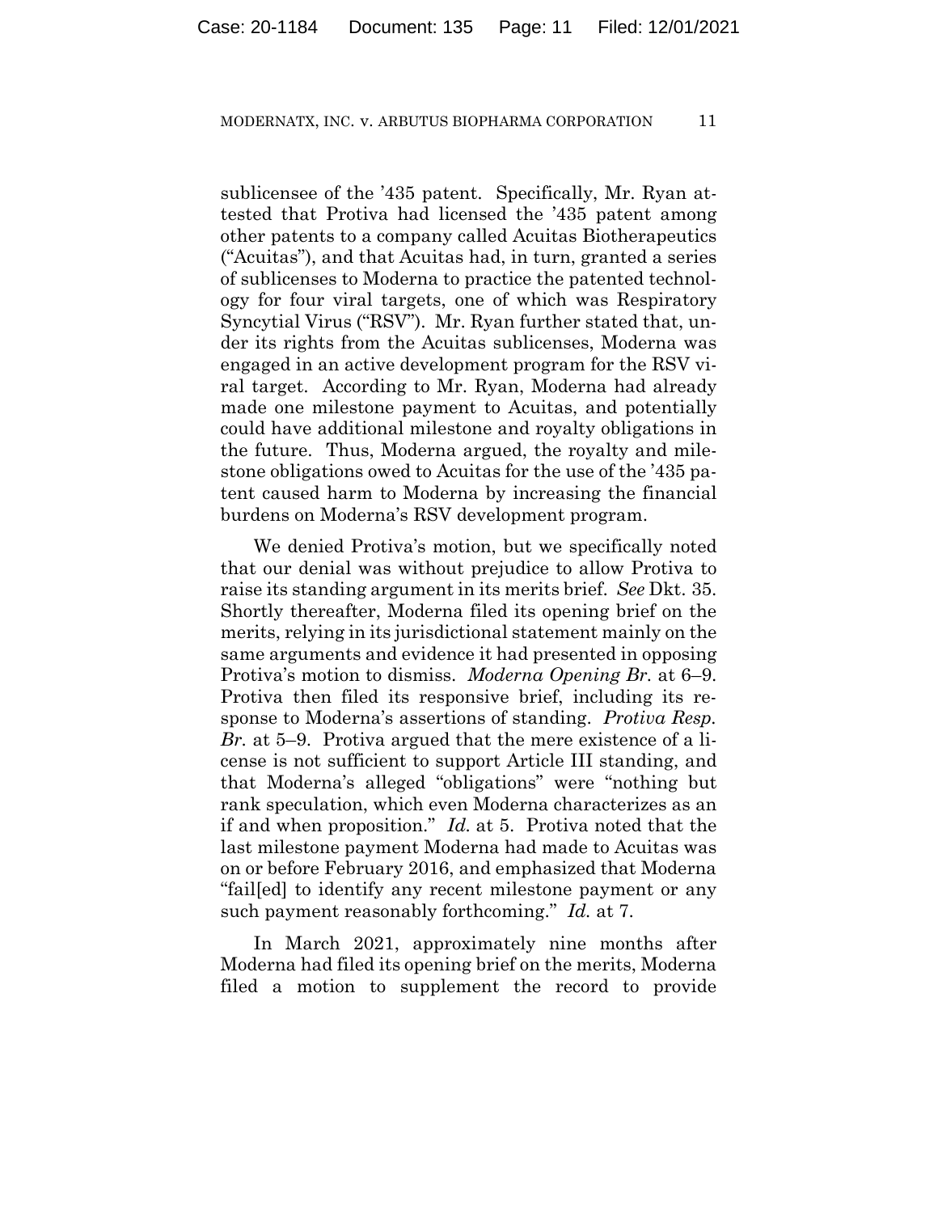sublicensee of the '435 patent. Specifically, Mr. Ryan attested that Protiva had licensed the '435 patent among other patents to a company called Acuitas Biotherapeutics ("Acuitas"), and that Acuitas had, in turn, granted a series of sublicenses to Moderna to practice the patented technology for four viral targets, one of which was Respiratory Syncytial Virus ("RSV"). Mr. Ryan further stated that, under its rights from the Acuitas sublicenses, Moderna was engaged in an active development program for the RSV viral target. According to Mr. Ryan, Moderna had already made one milestone payment to Acuitas, and potentially could have additional milestone and royalty obligations in the future. Thus, Moderna argued, the royalty and milestone obligations owed to Acuitas for the use of the '435 patent caused harm to Moderna by increasing the financial burdens on Moderna's RSV development program.

We denied Protiva's motion, but we specifically noted that our denial was without prejudice to allow Protiva to raise its standing argument in its merits brief. *See* Dkt. 35. Shortly thereafter, Moderna filed its opening brief on the merits, relying in its jurisdictional statement mainly on the same arguments and evidence it had presented in opposing Protiva's motion to dismiss. *Moderna Opening Br.* at 6–9. Protiva then filed its responsive brief, including its response to Moderna's assertions of standing. *Protiva Resp. Br.* at 5–9. Protiva argued that the mere existence of a license is not sufficient to support Article III standing, and that Moderna's alleged "obligations" were "nothing but rank speculation, which even Moderna characterizes as an if and when proposition." *Id.* at 5. Protiva noted that the last milestone payment Moderna had made to Acuitas was on or before February 2016, and emphasized that Moderna "fail[ed] to identify any recent milestone payment or any such payment reasonably forthcoming." *Id.* at 7.

In March 2021, approximately nine months after Moderna had filed its opening brief on the merits, Moderna filed a motion to supplement the record to provide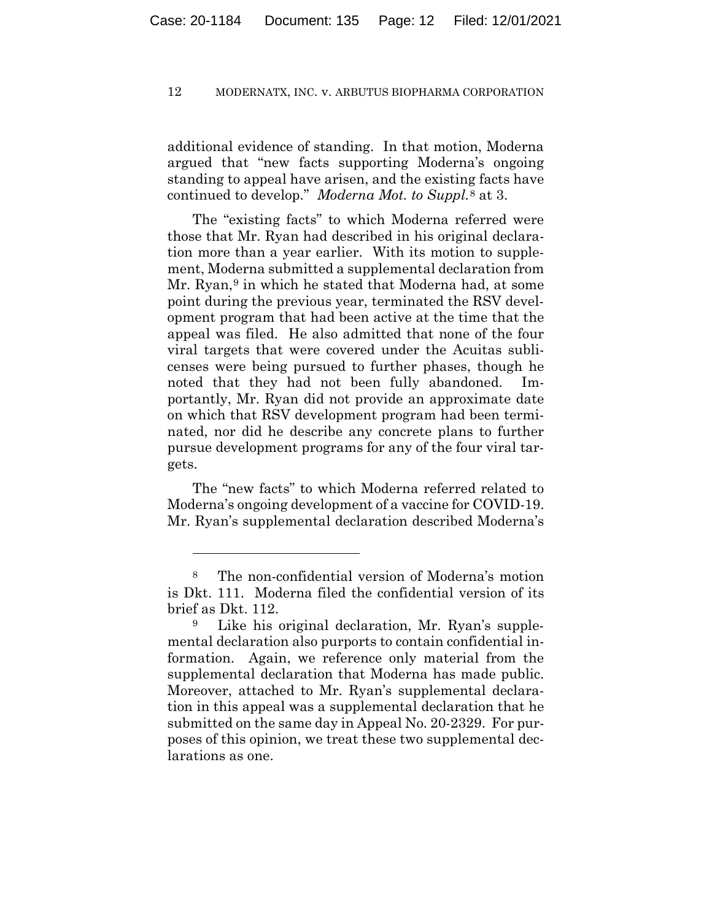additional evidence of standing. In that motion, Moderna argued that "new facts supporting Moderna's ongoing standing to appeal have arisen, and the existing facts have continued to develop." *Moderna Mot. to Suppl.*[8] at 3.

The "existing facts" to which Moderna referred were those that Mr. Ryan had described in his original declaration more than a year earlier. With its motion to supplement, Moderna submitted a supplemental declaration from Mr. Ryan,[9] in which he stated that Moderna had, at some point during the previous year, terminated the RSV development program that had been active at the time that the appeal was filed. He also admitted that none of the four viral targets that were covered under the Acuitas sublicenses were being pursued to further phases, though he noted that they had not been fully abandoned. Importantly, Mr. Ryan did not provide an approximate date on which that RSV development program had been terminated, nor did he describe any concrete plans to further pursue development programs for any of the four viral targets.

The "new facts" to which Moderna referred related to Moderna's ongoing development of a vaccine for COVID-19. Mr. Ryan's supplemental declaration described Moderna's

---

[8] The non-confidential version of Moderna's motion is Dkt. 111. Moderna filed the confidential version of its brief as Dkt. 112.

[9] Like his original declaration, Mr. Ryan's supplemental declaration also purports to contain confidential information. Again, we reference only material from the supplemental declaration that Moderna has made public. Moreover, attached to Mr. Ryan's supplemental declaration in this appeal was a supplemental declaration that he submitted on the same day in Appeal No. 20-2329. For purposes of this opinion, we treat these two supplemental declarations as one.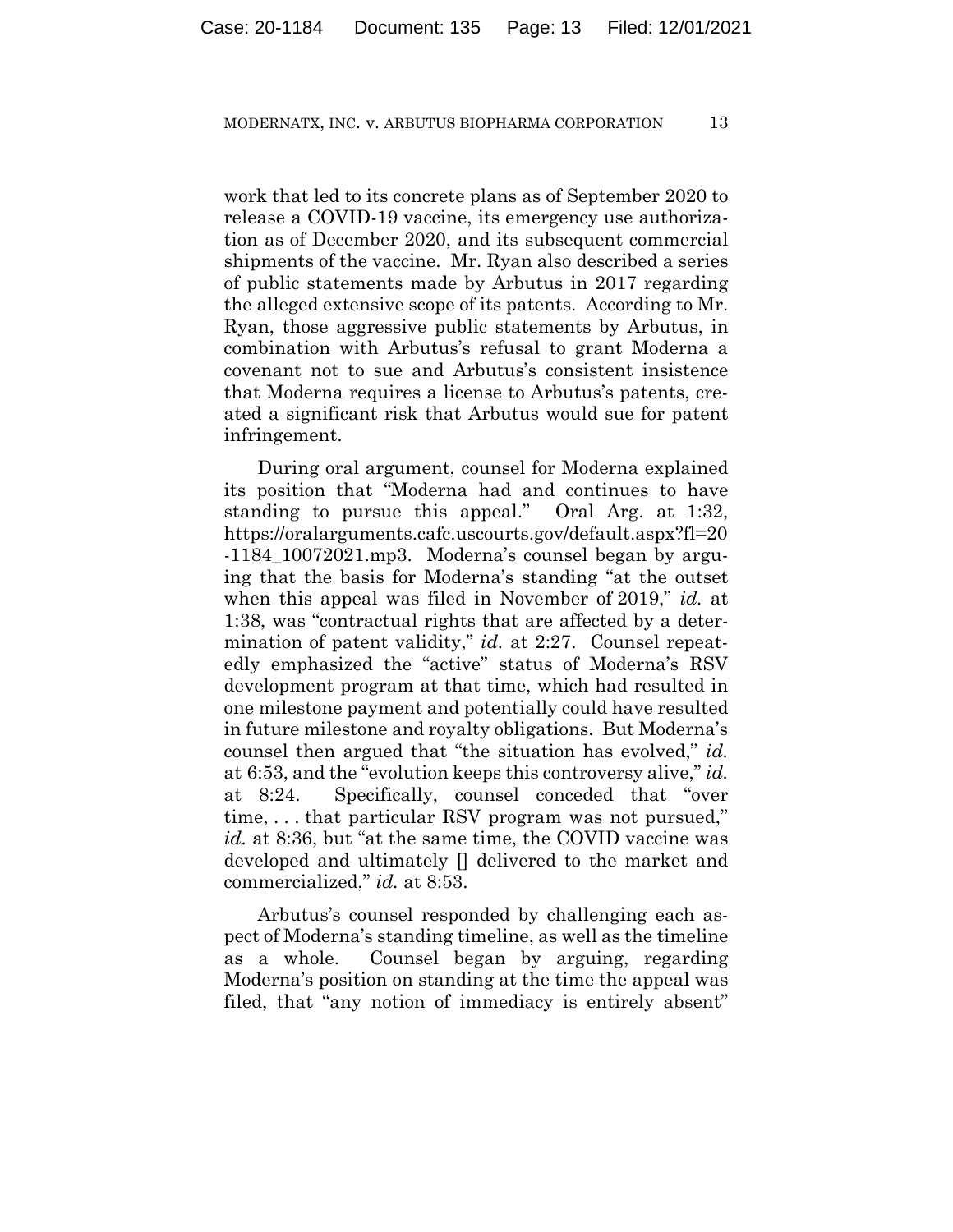work that led to its concrete plans as of September 2020 to release a COVID-19 vaccine, its emergency use authorization as of December 2020, and its subsequent commercial shipments of the vaccine. Mr. Ryan also described a series of public statements made by Arbutus in 2017 regarding the alleged extensive scope of its patents. According to Mr. Ryan, those aggressive public statements by Arbutus, in combination with Arbutus's refusal to grant Moderna a covenant not to sue and Arbutus's consistent insistence that Moderna requires a license to Arbutus's patents, created a significant risk that Arbutus would sue for patent infringement.

During oral argument, counsel for Moderna explained its position that "Moderna had and continues to have standing to pursue this appeal." Oral Arg. at 1:32, https://oralarguments.cafc.uscourts.gov/default.aspx?fl=20-1184_10072021.mp3. Moderna's counsel began by arguing that the basis for Moderna's standing "at the outset when this appeal was filed in November of 2019," *id.* at 1:38, was "contractual rights that are affected by a determination of patent validity," *id.* at 2:27. Counsel repeatedly emphasized the "active" status of Moderna's RSV development program at that time, which had resulted in one milestone payment and potentially could have resulted in future milestone and royalty obligations. But Moderna's counsel then argued that "the situation has evolved," *id.* at 6:53, and the "evolution keeps this controversy alive," *id.* at 8:24. Specifically, counsel conceded that "over time, . . . that particular RSV program was not pursued," *id.* at 8:36, but "at the same time, the COVID vaccine was developed and ultimately [] delivered to the market and commercialized," *id.* at 8:53.

Arbutus's counsel responded by challenging each aspect of Moderna's standing timeline, as well as the timeline as a whole. Counsel began by arguing, regarding Moderna's position on standing at the time the appeal was filed, that "any notion of immediacy is entirely absent"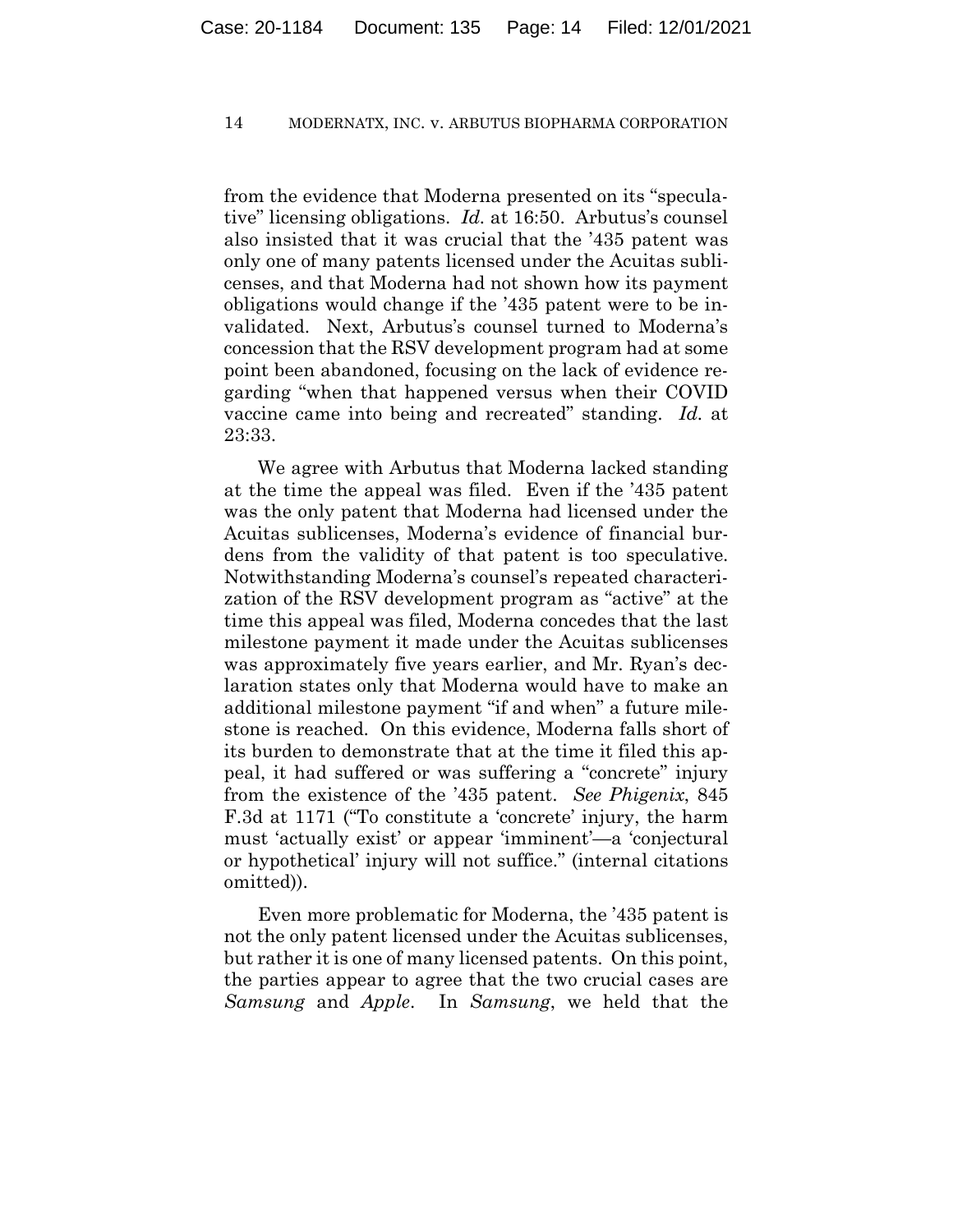from the evidence that Moderna presented on its "speculative" licensing obligations. *Id.* at 16:50. Arbutus's counsel also insisted that it was crucial that the '435 patent was only one of many patents licensed under the Acuitas sublicenses, and that Moderna had not shown how its payment obligations would change if the '435 patent were to be invalidated. Next, Arbutus's counsel turned to Moderna's concession that the RSV development program had at some point been abandoned, focusing on the lack of evidence regarding "when that happened versus when their COVID vaccine came into being and recreated" standing. *Id.* at 23:33.

We agree with Arbutus that Moderna lacked standing at the time the appeal was filed. Even if the '435 patent was the only patent that Moderna had licensed under the Acuitas sublicenses, Moderna's evidence of financial burdens from the validity of that patent is too speculative. Notwithstanding Moderna's counsel's repeated characterization of the RSV development program as "active" at the time this appeal was filed, Moderna concedes that the last milestone payment it made under the Acuitas sublicenses was approximately five years earlier, and Mr. Ryan's declaration states only that Moderna would have to make an additional milestone payment "if and when" a future milestone is reached. On this evidence, Moderna falls short of its burden to demonstrate that at the time it filed this appeal, it had suffered or was suffering a "concrete" injury from the existence of the '435 patent. *See Phigenix*, 845 F.3d at 1171 ("To constitute a 'concrete' injury, the harm must 'actually exist' or appear 'imminent'—a 'conjectural or hypothetical' injury will not suffice." (internal citations omitted)).

Even more problematic for Moderna, the '435 patent is not the only patent licensed under the Acuitas sublicenses, but rather it is one of many licensed patents. On this point, the parties appear to agree that the two crucial cases are *Samsung* and *Apple*. In *Samsung*, we held that the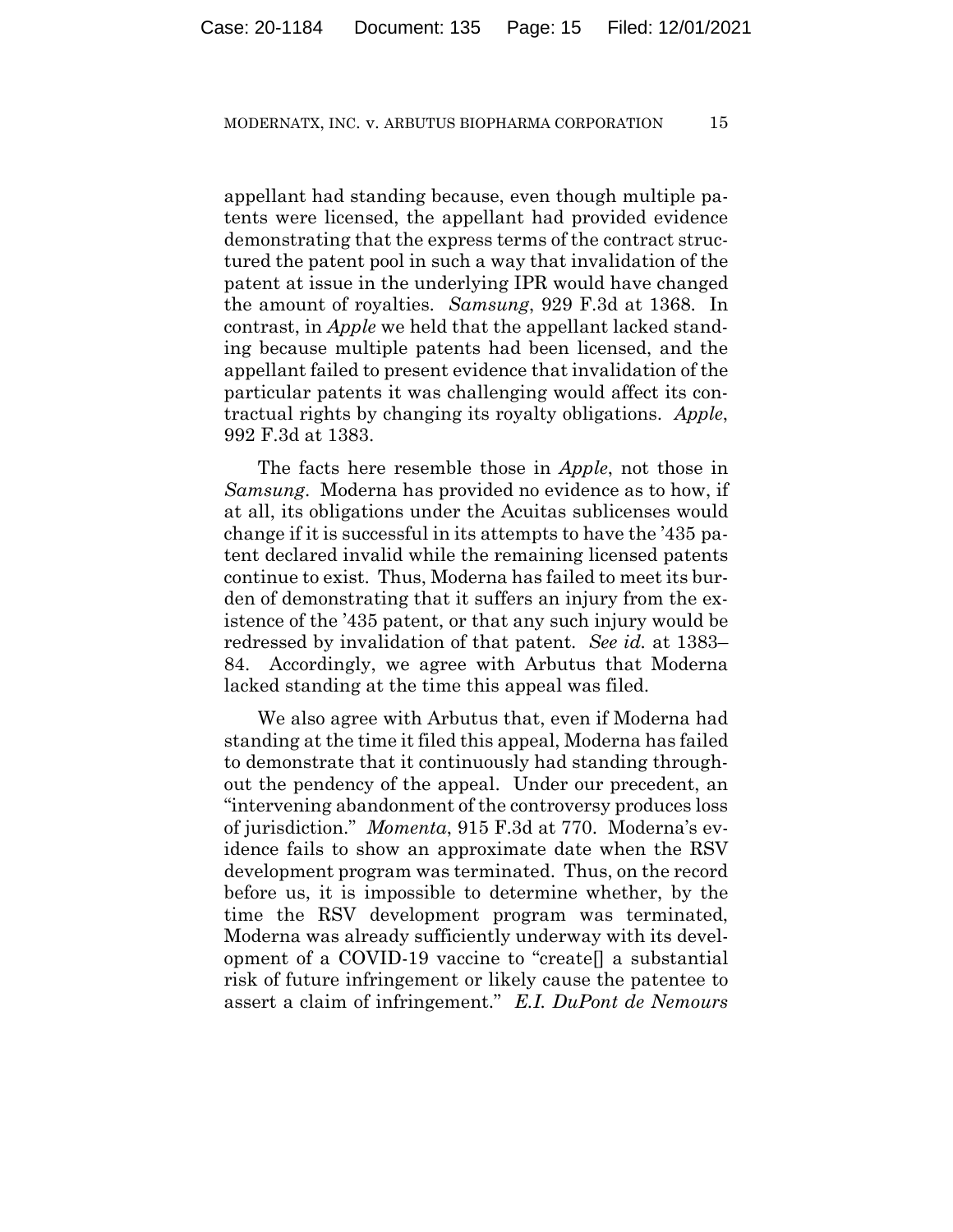appellant had standing because, even though multiple patents were licensed, the appellant had provided evidence demonstrating that the express terms of the contract structured the patent pool in such a way that invalidation of the patent at issue in the underlying IPR would have changed the amount of royalties. *Samsung*, 929 F.3d at 1368. In contrast, in *Apple* we held that the appellant lacked standing because multiple patents had been licensed, and the appellant failed to present evidence that invalidation of the particular patents it was challenging would affect its contractual rights by changing its royalty obligations. *Apple*, 992 F.3d at 1383.

The facts here resemble those in *Apple*, not those in *Samsung*. Moderna has provided no evidence as to how, if at all, its obligations under the Acuitas sublicenses would change if it is successful in its attempts to have the '435 patent declared invalid while the remaining licensed patents continue to exist. Thus, Moderna has failed to meet its burden of demonstrating that it suffers an injury from the existence of the '435 patent, or that any such injury would be redressed by invalidation of that patent. *See id.* at 1383–84. Accordingly, we agree with Arbutus that Moderna lacked standing at the time this appeal was filed.

We also agree with Arbutus that, even if Moderna had standing at the time it filed this appeal, Moderna has failed to demonstrate that it continuously had standing throughout the pendency of the appeal. Under our precedent, an "intervening abandonment of the controversy produces loss of jurisdiction." *Momenta*, 915 F.3d at 770. Moderna's evidence fails to show an approximate date when the RSV development program was terminated. Thus, on the record before us, it is impossible to determine whether, by the time the RSV development program was terminated, Moderna was already sufficiently underway with its development of a COVID-19 vaccine to "create[] a substantial risk of future infringement or likely cause the patentee to assert a claim of infringement." *E.I. DuPont de Nemours*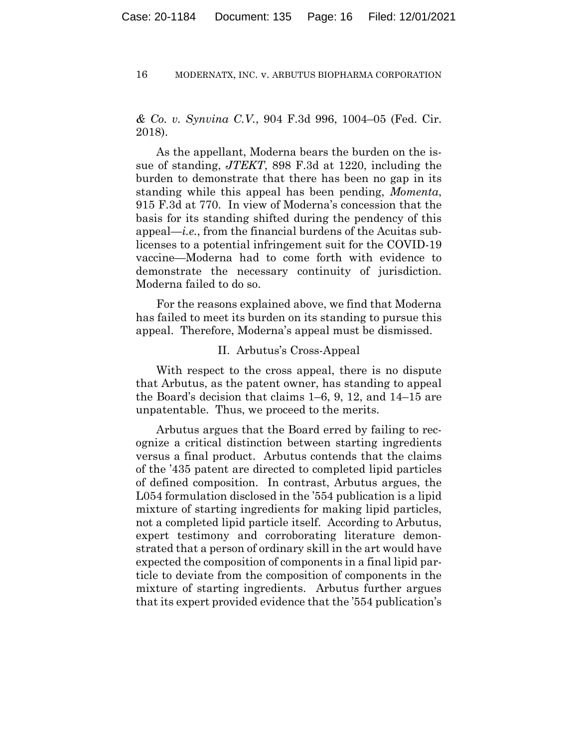*& Co. v. Synvina C.V.*, 904 F.3d 996, 1004–05 (Fed. Cir. 2018).

As the appellant, Moderna bears the burden on the issue of standing, *JTEKT*, 898 F.3d at 1220, including the burden to demonstrate that there has been no gap in its standing while this appeal has been pending, *Momenta*, 915 F.3d at 770. In view of Moderna's concession that the basis for its standing shifted during the pendency of this appeal—*i.e.*, from the financial burdens of the Acuitas sublicenses to a potential infringement suit for the COVID-19 vaccine—Moderna had to come forth with evidence to demonstrate the necessary continuity of jurisdiction. Moderna failed to do so.

For the reasons explained above, we find that Moderna has failed to meet its burden on its standing to pursue this appeal. Therefore, Moderna's appeal must be dismissed.

## II. Arbutus's Cross-Appeal

With respect to the cross appeal, there is no dispute that Arbutus, as the patent owner, has standing to appeal the Board's decision that claims 1–6, 9, 12, and 14–15 are unpatentable. Thus, we proceed to the merits.

Arbutus argues that the Board erred by failing to recognize a critical distinction between starting ingredients versus a final product. Arbutus contends that the claims of the '435 patent are directed to completed lipid particles of defined composition. In contrast, Arbutus argues, the L054 formulation disclosed in the '554 publication is a lipid mixture of starting ingredients for making lipid particles, not a completed lipid particle itself. According to Arbutus, expert testimony and corroborating literature demonstrated that a person of ordinary skill in the art would have expected the composition of components in a final lipid particle to deviate from the composition of components in the mixture of starting ingredients. Arbutus further argues that its expert provided evidence that the '554 publication's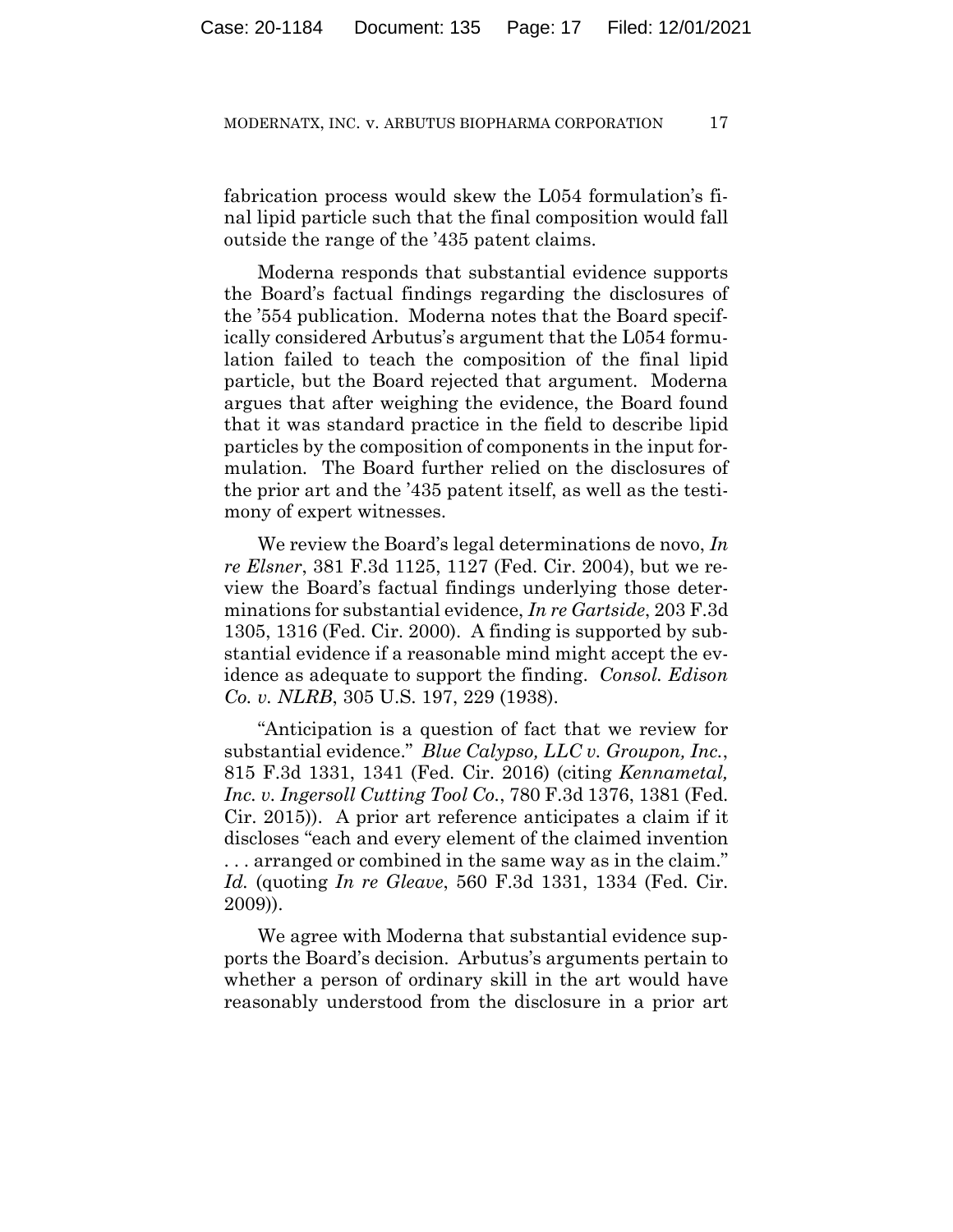fabrication process would skew the L054 formulation's final lipid particle such that the final composition would fall outside the range of the '435 patent claims.

Moderna responds that substantial evidence supports the Board's factual findings regarding the disclosures of the '554 publication. Moderna notes that the Board specifically considered Arbutus's argument that the L054 formulation failed to teach the composition of the final lipid particle, but the Board rejected that argument. Moderna argues that after weighing the evidence, the Board found that it was standard practice in the field to describe lipid particles by the composition of components in the input formulation. The Board further relied on the disclosures of the prior art and the '435 patent itself, as well as the testimony of expert witnesses.

We review the Board's legal determinations de novo, *In re Elsner*, 381 F.3d 1125, 1127 (Fed. Cir. 2004), but we review the Board's factual findings underlying those determinations for substantial evidence, *In re Gartside*, 203 F.3d 1305, 1316 (Fed. Cir. 2000). A finding is supported by substantial evidence if a reasonable mind might accept the evidence as adequate to support the finding. *Consol. Edison Co. v. NLRB*, 305 U.S. 197, 229 (1938).

"Anticipation is a question of fact that we review for substantial evidence." *Blue Calypso, LLC v. Groupon, Inc.*, 815 F.3d 1331, 1341 (Fed. Cir. 2016) (citing *Kennametal, Inc. v. Ingersoll Cutting Tool Co.*, 780 F.3d 1376, 1381 (Fed. Cir. 2015)). A prior art reference anticipates a claim if it discloses "each and every element of the claimed invention . . . arranged or combined in the same way as in the claim." *Id.* (quoting *In re Gleave*, 560 F.3d 1331, 1334 (Fed. Cir. 2009)).

We agree with Moderna that substantial evidence supports the Board's decision. Arbutus's arguments pertain to whether a person of ordinary skill in the art would have reasonably understood from the disclosure in a prior art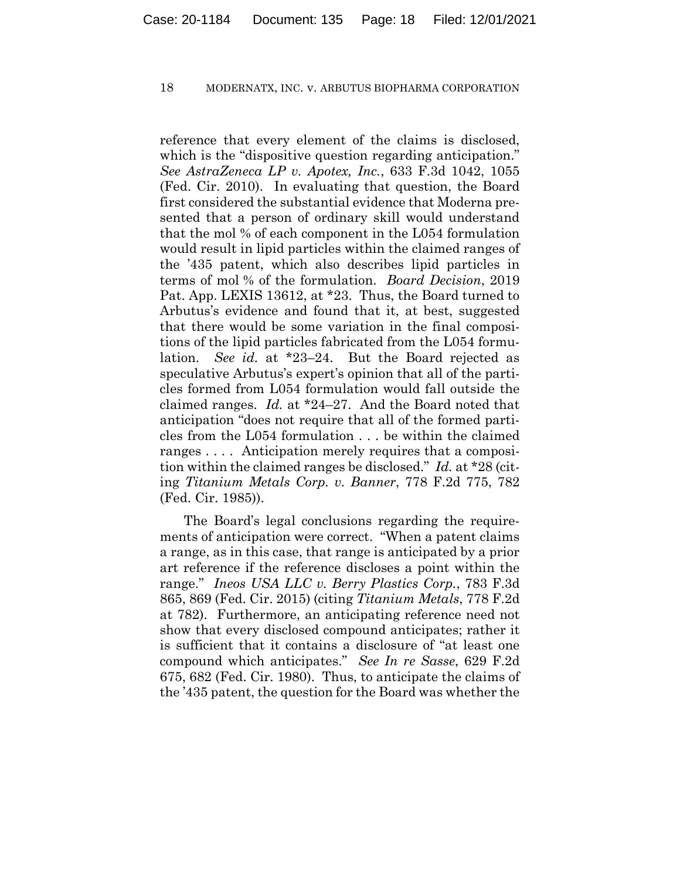reference that every element of the claims is disclosed, which is the "dispositive question regarding anticipation." *See AstraZeneca LP v. Apotex, Inc.*, 633 F.3d 1042, 1055 (Fed. Cir. 2010). In evaluating that question, the Board first considered the substantial evidence that Moderna presented that a person of ordinary skill would understand that the mol % of each component in the L054 formulation would result in lipid particles within the claimed ranges of the '435 patent, which also describes lipid particles in terms of mol % of the formulation. *Board Decision*, 2019 Pat. App. LEXIS 13612, at \*23. Thus, the Board turned to Arbutus's evidence and found that it, at best, suggested that there would be some variation in the final compositions of the lipid particles fabricated from the L054 formulation. *See id.* at \*23–24. But the Board rejected as speculative Arbutus's expert's opinion that all of the particles formed from L054 formulation would fall outside the claimed ranges. *Id.* at \*24–27. And the Board noted that anticipation "does not require that all of the formed particles from the L054 formulation . . . be within the claimed ranges . . . . Anticipation merely requires that a composition within the claimed ranges be disclosed." *Id.* at \*28 (citing *Titanium Metals Corp. v. Banner*, 778 F.2d 775, 782 (Fed. Cir. 1985)).

The Board's legal conclusions regarding the requirements of anticipation were correct. "When a patent claims a range, as in this case, that range is anticipated by a prior art reference if the reference discloses a point within the range." *Ineos USA LLC v. Berry Plastics Corp.*, 783 F.3d 865, 869 (Fed. Cir. 2015) (citing *Titanium Metals*, 778 F.2d at 782). Furthermore, an anticipating reference need not show that every disclosed compound anticipates; rather it is sufficient that it contains a disclosure of "at least one compound which anticipates." *See In re Sasse*, 629 F.2d 675, 682 (Fed. Cir. 1980). Thus, to anticipate the claims of the '435 patent, the question for the Board was whether the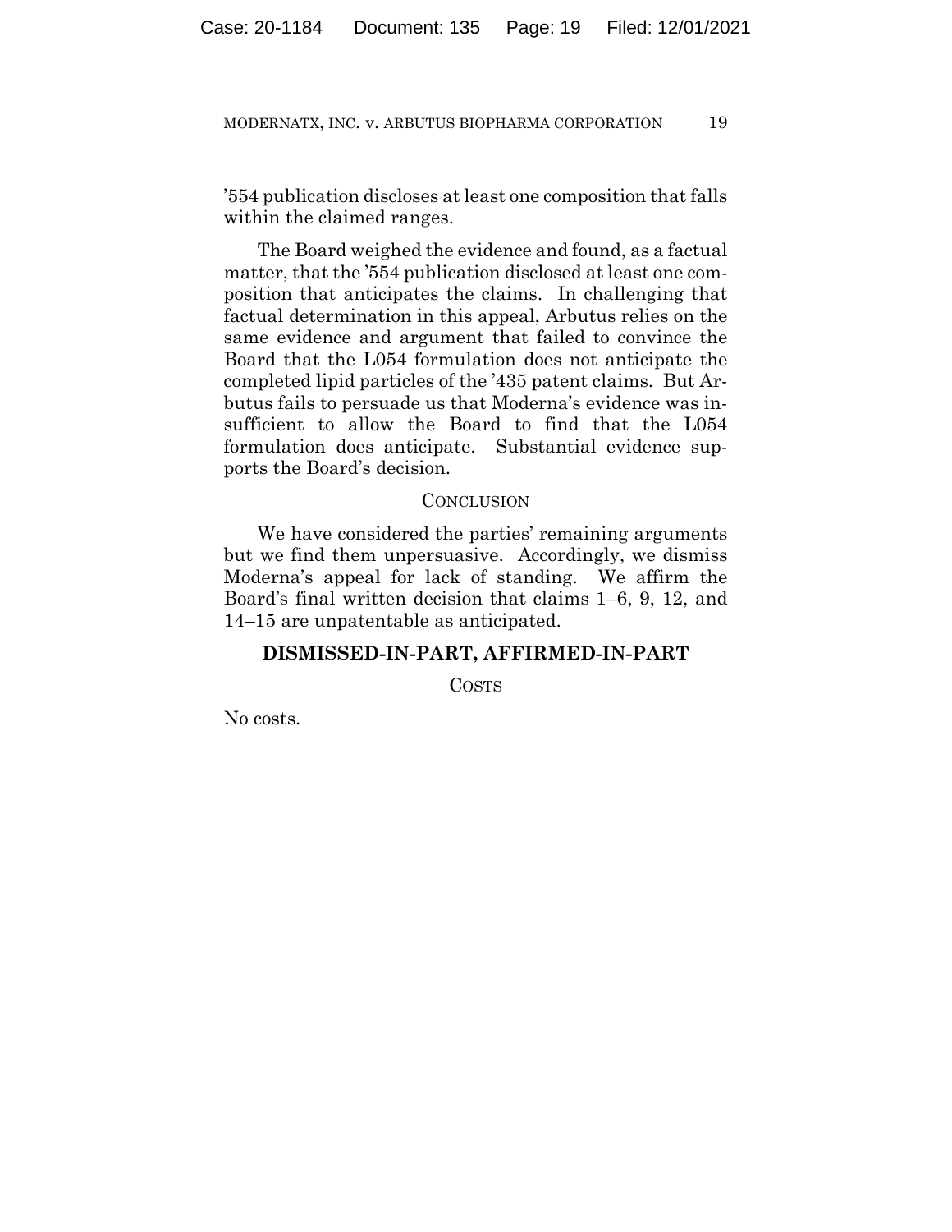’554 publication discloses at least one composition that falls within the claimed ranges.

The Board weighed the evidence and found, as a factual matter, that the ’554 publication disclosed at least one composition that anticipates the claims. In challenging that factual determination in this appeal, Arbutus relies on the same evidence and argument that failed to convince the Board that the L054 formulation does not anticipate the completed lipid particles of the ’435 patent claims. But Arbutus fails to persuade us that Moderna’s evidence was insufficient to allow the Board to find that the L054 formulation does anticipate. Substantial evidence supports the Board’s decision.

## CONCLUSION

We have considered the parties’ remaining arguments but we find them unpersuasive. Accordingly, we dismiss Moderna’s appeal for lack of standing. We affirm the Board’s final written decision that claims 1–6, 9, 12, and 14–15 are unpatentable as anticipated.

## DISMISSED-IN-PART, AFFIRMED-IN-PART

### COSTS

No costs.